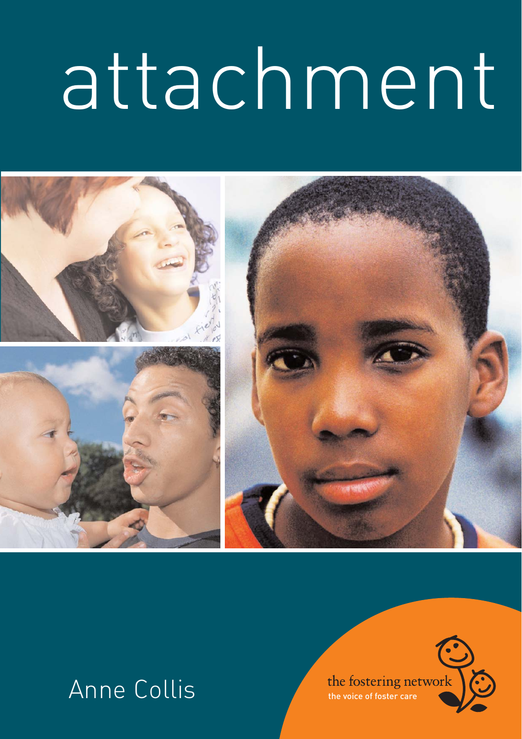# attachment

Anne Collis

the fostering network

the voice of foster care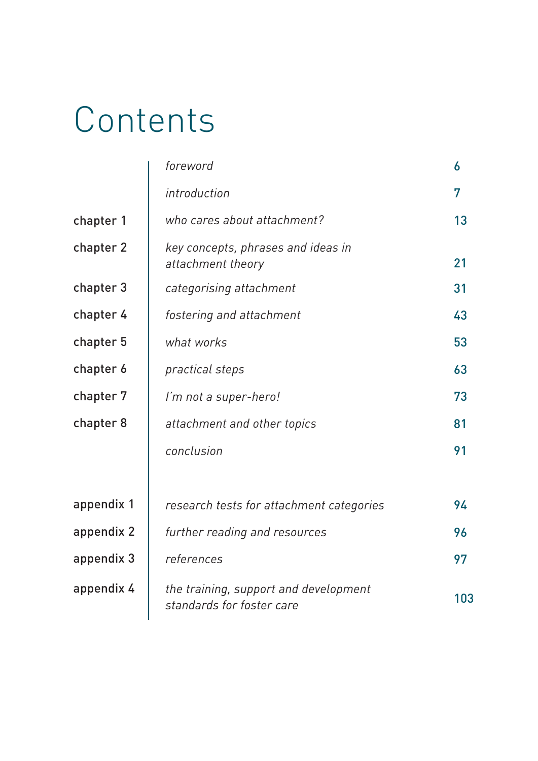# Contents

| | | |
|---|---|---|
| | *foreword* | 6 |
| | *introduction* | 7 |
| chapter 1 | *who cares about attachment?* | 13 |
| chapter 2 | *key concepts, phrases and ideas in attachment theory* | 21 |
| chapter 3 | *categorising attachment* | 31 |
| chapter 4 | *fostering and attachment* | 43 |
| chapter 5 | *what works* | 53 |
| chapter 6 | *practical steps* | 63 |
| chapter 7 | *I'm not a super-hero!* | 73 |
| chapter 8 | *attachment and other topics* | 81 |
| | *conclusion* | 91 |
| appendix 1 | *research tests for attachment categories* | 94 |
| appendix 2 | *further reading and resources* | 96 |
| appendix 3 | *references* | 97 |
| appendix 4 | *the training, support and development standards for foster care* | 103 |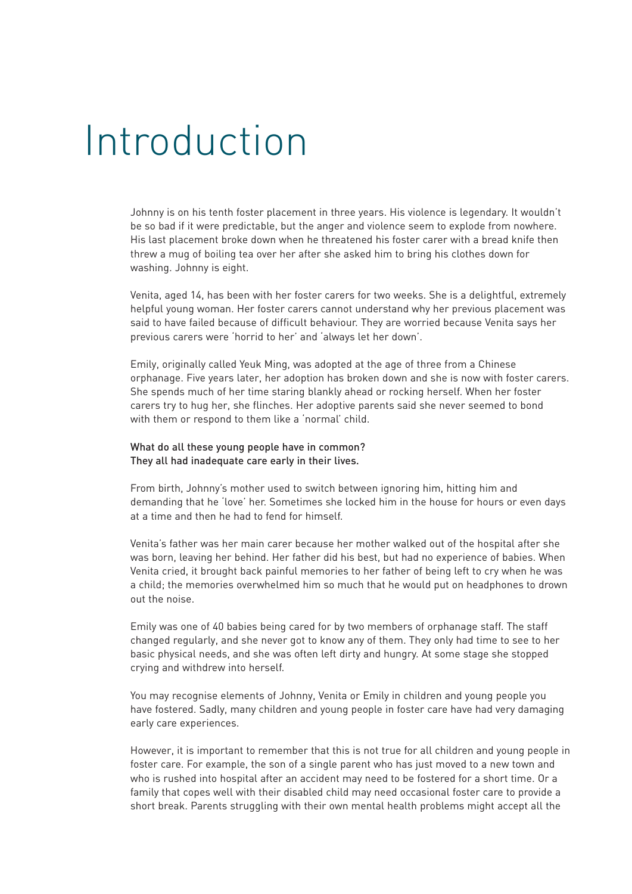# Introduction

Johnny is on his tenth foster placement in three years. His violence is legendary. It wouldn't be so bad if it were predictable, but the anger and violence seem to explode from nowhere. His last placement broke down when he threatened his foster carer with a bread knife then threw a mug of boiling tea over her after she asked him to bring his clothes down for washing. Johnny is eight.

Venita, aged 14, has been with her foster carers for two weeks. She is a delightful, extremely helpful young woman. Her foster carers cannot understand why her previous placement was said to have failed because of difficult behaviour. They are worried because Venita says her previous carers were 'horrid to her' and 'always let her down'.

Emily, originally called Yeuk Ming, was adopted at the age of three from a Chinese orphanage. Five years later, her adoption has broken down and she is now with foster carers. She spends much of her time staring blankly ahead or rocking herself. When her foster carers try to hug her, she flinches. Her adoptive parents said she never seemed to bond with them or respond to them like a 'normal' child.

What do all these young people have in common?
They all had inadequate care early in their lives.

From birth, Johnny's mother used to switch between ignoring him, hitting him and demanding that he 'love' her. Sometimes she locked him in the house for hours or even days at a time and then he had to fend for himself.

Venita's father was her main carer because her mother walked out of the hospital after she was born, leaving her behind. Her father did his best, but had no experience of babies. When Venita cried, it brought back painful memories to her father of being left to cry when he was a child; the memories overwhelmed him so much that he would put on headphones to drown out the noise.

Emily was one of 40 babies being cared for by two members of orphanage staff. The staff changed regularly, and she never got to know any of them. They only had time to see to her basic physical needs, and she was often left dirty and hungry. At some stage she stopped crying and withdrew into herself.

You may recognise elements of Johnny, Venita or Emily in children and young people you have fostered. Sadly, many children and young people in foster care have had very damaging early care experiences.

However, it is important to remember that this is not true for all children and young people in foster care. For example, the son of a single parent who has just moved to a new town and who is rushed into hospital after an accident may need to be fostered for a short time. Or a family that copes well with their disabled child may need occasional foster care to provide a short break. Parents struggling with their own mental health problems might accept all the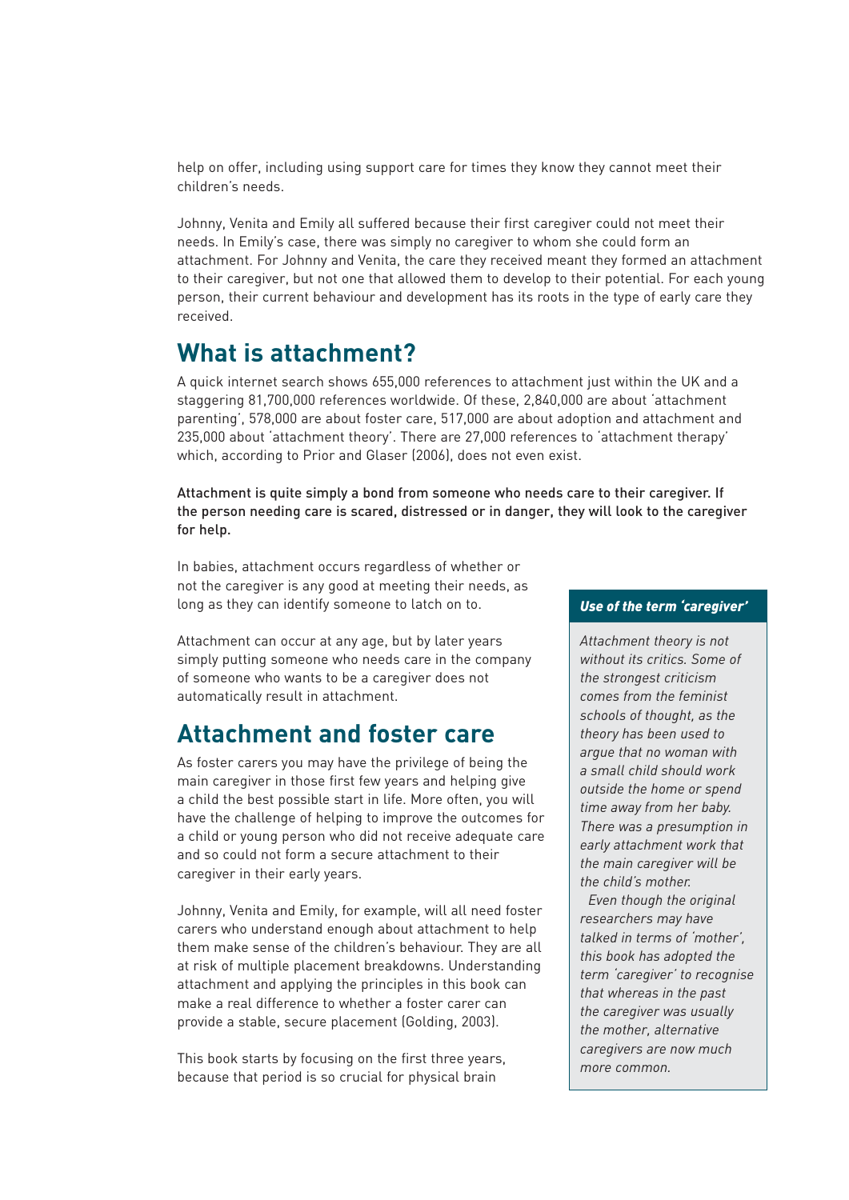help on offer, including using support care for times they know they cannot meet their children's needs.

Johnny, Venita and Emily all suffered because their first caregiver could not meet their needs. In Emily's case, there was simply no caregiver to whom she could form an attachment. For Johnny and Venita, the care they received meant they formed an attachment to their caregiver, but not one that allowed them to develop to their potential. For each young person, their current behaviour and development has its roots in the type of early care they received.

## What is attachment?

A quick internet search shows 655,000 references to attachment just within the UK and a staggering 81,700,000 references worldwide. Of these, 2,840,000 are about 'attachment parenting', 578,000 are about foster care, 517,000 are about adoption and attachment and 235,000 about 'attachment theory'. There are 27,000 references to 'attachment therapy' which, according to Prior and Glaser (2006), does not even exist.

**Attachment is quite simply a bond from someone who needs care to their caregiver. If the person needing care is scared, distressed or in danger, they will look to the caregiver for help.**

In babies, attachment occurs regardless of whether or not the caregiver is any good at meeting their needs, as long as they can identify someone to latch on to.

Attachment can occur at any age, but by later years simply putting someone who needs care in the company of someone who wants to be a caregiver does not automatically result in attachment.

## Attachment and foster care

As foster carers you may have the privilege of being the main caregiver in those first few years and helping give a child the best possible start in life. More often, you will have the challenge of helping to improve the outcomes for a child or young person who did not receive adequate care and so could not form a secure attachment to their caregiver in their early years.

Johnny, Venita and Emily, for example, will all need foster carers who understand enough about attachment to help them make sense of the children's behaviour. They are all at risk of multiple placement breakdowns. Understanding attachment and applying the principles in this book can make a real difference to whether a foster carer can provide a stable, secure placement (Golding, 2003).

This book starts by focusing on the first three years, because that period is so crucial for physical brain

> ***Use of the term 'caregiver'***
>
> *Attachment theory is not without its critics. Some of the strongest criticism comes from the feminist schools of thought, as the theory has been used to argue that no woman with a small child should work outside the home or spend time away from her baby. There was a presumption in early attachment work that the main caregiver will be the child's mother.*
>
> *Even though the original researchers may have talked in terms of 'mother', this book has adopted the term 'caregiver' to recognise that whereas in the past the caregiver was usually the mother, alternative caregivers are now much more common.*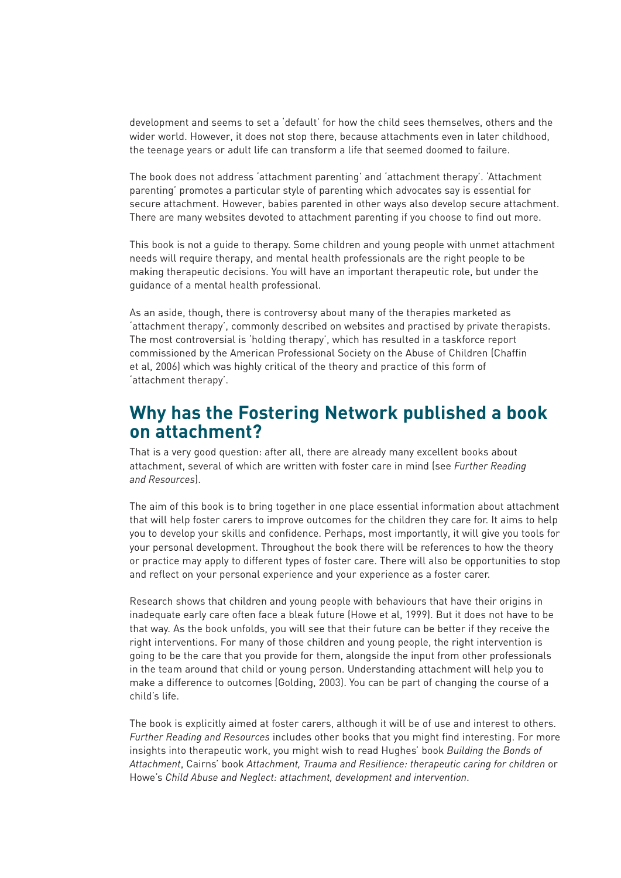development and seems to set a 'default' for how the child sees themselves, others and the wider world. However, it does not stop there, because attachments even in later childhood, the teenage years or adult life can transform a life that seemed doomed to failure.

The book does not address 'attachment parenting' and 'attachment therapy'. 'Attachment parenting' promotes a particular style of parenting which advocates say is essential for secure attachment. However, babies parented in other ways also develop secure attachment. There are many websites devoted to attachment parenting if you choose to find out more.

This book is not a guide to therapy. Some children and young people with unmet attachment needs will require therapy, and mental health professionals are the right people to be making therapeutic decisions. You will have an important therapeutic role, but under the guidance of a mental health professional.

As an aside, though, there is controversy about many of the therapies marketed as 'attachment therapy', commonly described on websites and practised by private therapists. The most controversial is 'holding therapy', which has resulted in a taskforce report commissioned by the American Professional Society on the Abuse of Children (Chaffin et al, 2006) which was highly critical of the theory and practice of this form of 'attachment therapy'.

## Why has the Fostering Network published a book on attachment?

That is a very good question: after all, there are already many excellent books about attachment, several of which are written with foster care in mind (see *Further Reading and Resources*).

The aim of this book is to bring together in one place essential information about attachment that will help foster carers to improve outcomes for the children they care for. It aims to help you to develop your skills and confidence. Perhaps, most importantly, it will give you tools for your personal development. Throughout the book there will be references to how the theory or practice may apply to different types of foster care. There will also be opportunities to stop and reflect on your personal experience and your experience as a foster carer.

Research shows that children and young people with behaviours that have their origins in inadequate early care often face a bleak future (Howe et al, 1999). But it does not have to be that way. As the book unfolds, you will see that their future can be better if they receive the right interventions. For many of those children and young people, the right intervention is going to be the care that you provide for them, alongside the input from other professionals in the team around that child or young person. Understanding attachment will help you to make a difference to outcomes (Golding, 2003). You can be part of changing the course of a child's life.

The book is explicitly aimed at foster carers, although it will be of use and interest to others. *Further Reading and Resources* includes other books that you might find interesting. For more insights into therapeutic work, you might wish to read Hughes' book *Building the Bonds of Attachment*, Cairns' book *Attachment, Trauma and Resilience: therapeutic caring for children* or Howe's *Child Abuse and Neglect: attachment, development and intervention*.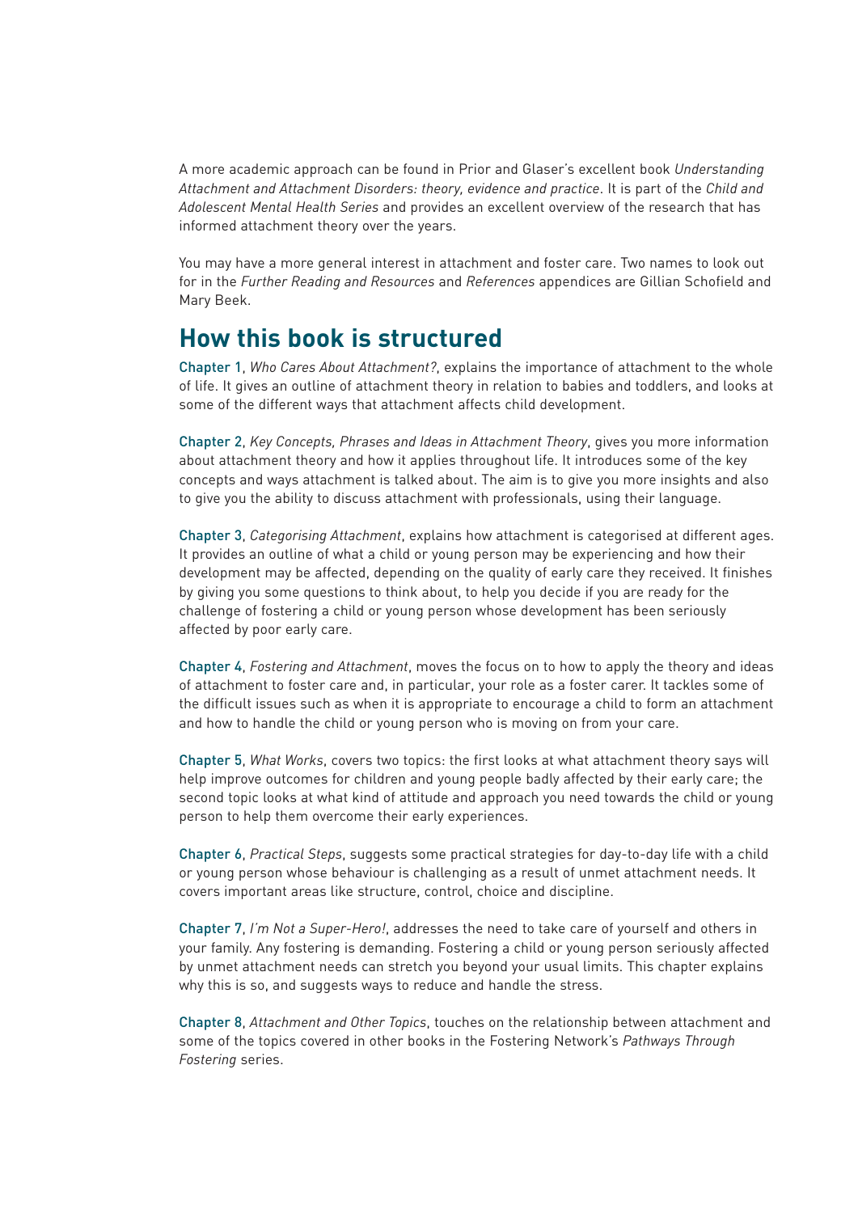A more academic approach can be found in Prior and Glaser's excellent book *Understanding Attachment and Attachment Disorders: theory, evidence and practice*. It is part of the *Child and Adolescent Mental Health Series* and provides an excellent overview of the research that has informed attachment theory over the years.

You may have a more general interest in attachment and foster care. Two names to look out for in the *Further Reading and Resources* and *References* appendices are Gillian Schofield and Mary Beek.

## How this book is structured

Chapter 1, *Who Cares About Attachment?*, explains the importance of attachment to the whole of life. It gives an outline of attachment theory in relation to babies and toddlers, and looks at some of the different ways that attachment affects child development.

Chapter 2, *Key Concepts, Phrases and Ideas in Attachment Theory*, gives you more information about attachment theory and how it applies throughout life. It introduces some of the key concepts and ways attachment is talked about. The aim is to give you more insights and also to give you the ability to discuss attachment with professionals, using their language.

Chapter 3, *Categorising Attachment*, explains how attachment is categorised at different ages. It provides an outline of what a child or young person may be experiencing and how their development may be affected, depending on the quality of early care they received. It finishes by giving you some questions to think about, to help you decide if you are ready for the challenge of fostering a child or young person whose development has been seriously affected by poor early care.

Chapter 4, *Fostering and Attachment*, moves the focus on to how to apply the theory and ideas of attachment to foster care and, in particular, your role as a foster carer. It tackles some of the difficult issues such as when it is appropriate to encourage a child to form an attachment and how to handle the child or young person who is moving on from your care.

Chapter 5, *What Works*, covers two topics: the first looks at what attachment theory says will help improve outcomes for children and young people badly affected by their early care; the second topic looks at what kind of attitude and approach you need towards the child or young person to help them overcome their early experiences.

Chapter 6, *Practical Steps*, suggests some practical strategies for day-to-day life with a child or young person whose behaviour is challenging as a result of unmet attachment needs. It covers important areas like structure, control, choice and discipline.

Chapter 7, *I'm Not a Super-Hero!*, addresses the need to take care of yourself and others in your family. Any fostering is demanding. Fostering a child or young person seriously affected by unmet attachment needs can stretch you beyond your usual limits. This chapter explains why this is so, and suggests ways to reduce and handle the stress.

Chapter 8, *Attachment and Other Topics*, touches on the relationship between attachment and some of the topics covered in other books in the Fostering Network's *Pathways Through Fostering* series.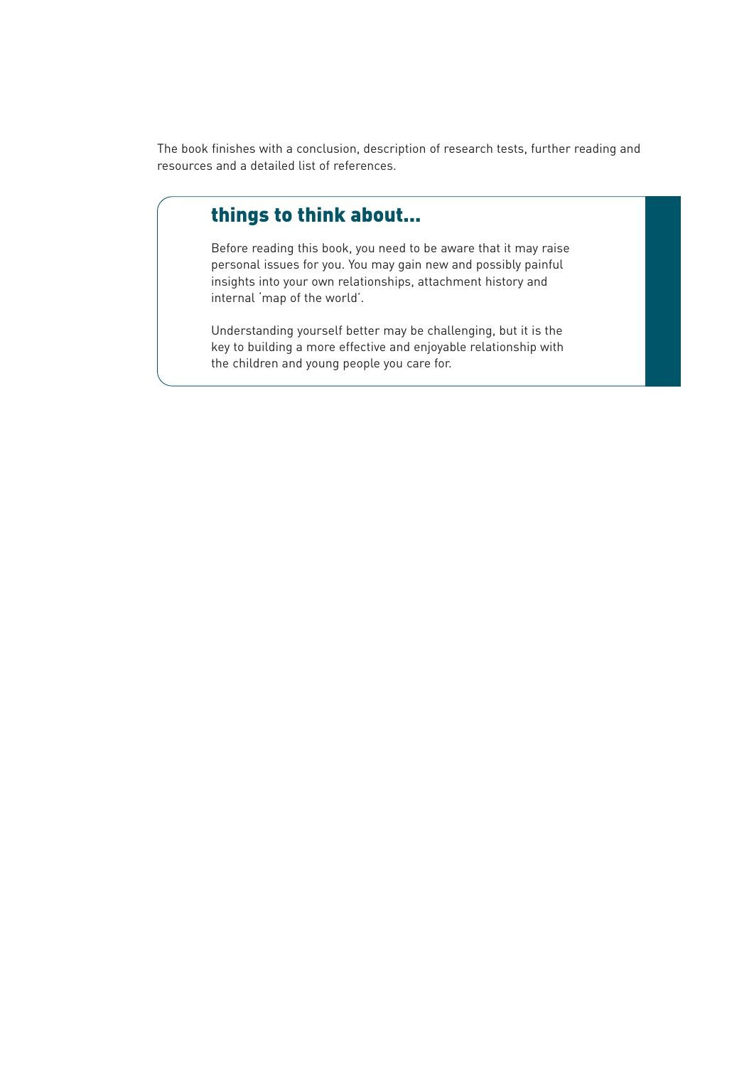The book finishes with a conclusion, description of research tests, further reading and resources and a detailed list of references.

## things to think about...

Before reading this book, you need to be aware that it may raise personal issues for you. You may gain new and possibly painful insights into your own relationships, attachment history and internal 'map of the world'.

Understanding yourself better may be challenging, but it is the key to building a more effective and enjoyable relationship with the children and young people you care for.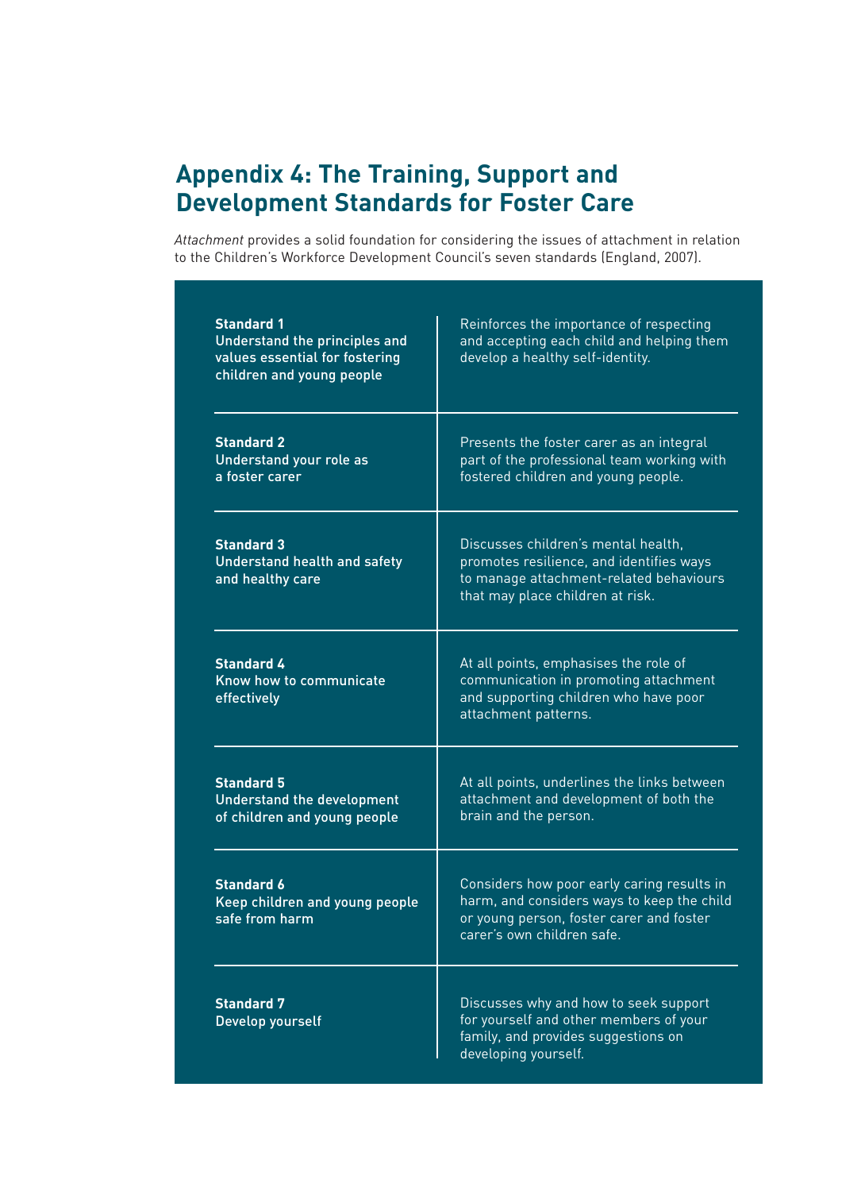## Appendix 4: The Training, Support and Development Standards for Foster Care

*Attachment* provides a solid foundation for considering the issues of attachment in relation to the Children's Workforce Development Council's seven standards (England, 2007).

| | |
|---|---|
| **Standard 1**<br>**Understand the principles and values essential for fostering children and young people** | Reinforces the importance of respecting and accepting each child and helping them develop a healthy self-identity. |
| **Standard 2**<br>**Understand your role as a foster carer** | Presents the foster carer as an integral part of the professional team working with fostered children and young people. |
| **Standard 3**<br>**Understand health and safety and healthy care** | Discusses children's mental health, promotes resilience, and identifies ways to manage attachment-related behaviours that may place children at risk. |
| **Standard 4**<br>**Know how to communicate effectively** | At all points, emphasises the role of communication in promoting attachment and supporting children who have poor attachment patterns. |
| **Standard 5**<br>**Understand the development of children and young people** | At all points, underlines the links between attachment and development of both the brain and the person. |
| **Standard 6**<br>**Keep children and young people safe from harm** | Considers how poor early caring results in harm, and considers ways to keep the child or young person, foster carer and foster carer's own children safe. |
| **Standard 7**<br>**Develop yourself** | Discusses why and how to seek support for yourself and other members of your family, and provides suggestions on developing yourself. |